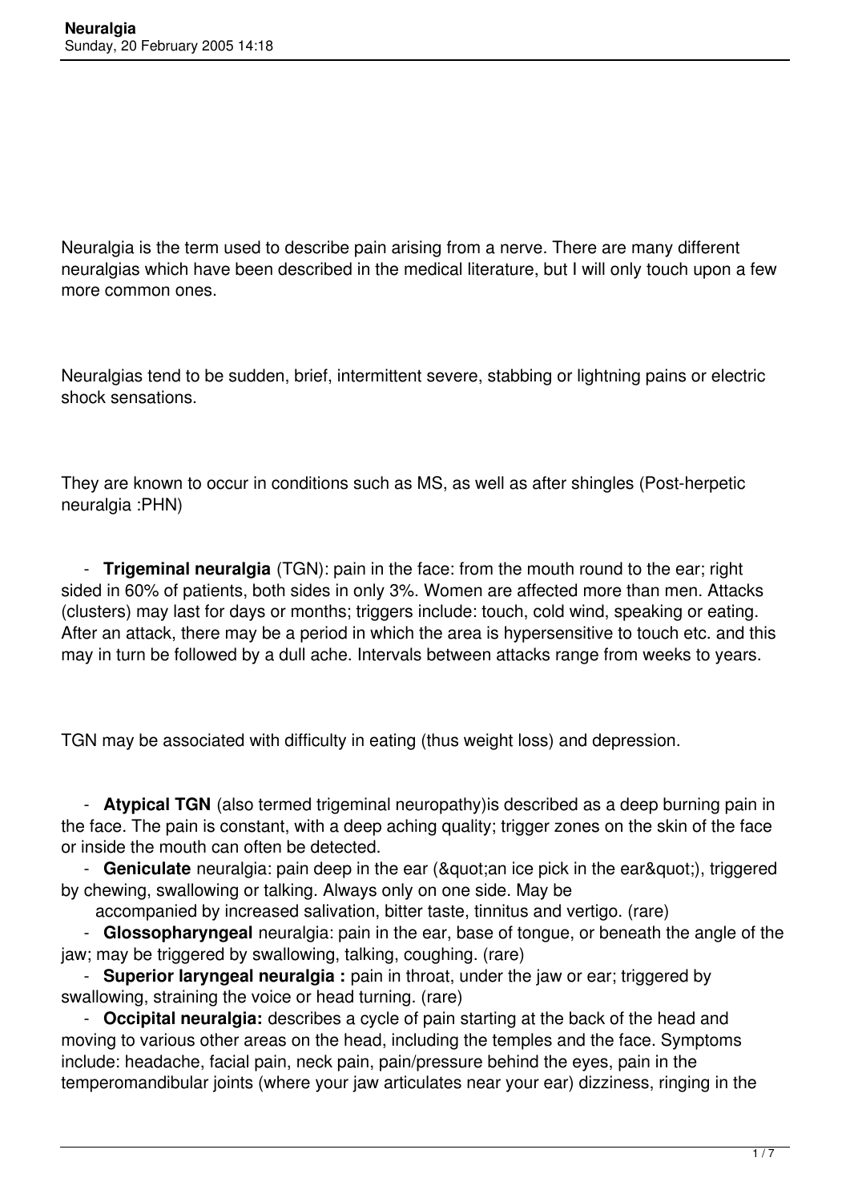# Neuralgia

Neuralgia is the term used to describe pain arising from a nerve. There are many different neuralgias which have been described in the medical literature, but I will only touch upon a few more common ones.

Neuralgias tend to be sudden, brief, intermittent severe, stabbing or lightning pains or electric shock sensations.

They are known to occur in conditions such as MS, as well as after shingles (Post-herpetic neuralgia :PHN)

- **Trigeminal neuralgia** (TGN): pain in the face: from the mouth round to the ear; right sided in 60% of patients, both sides in only 3%. Women are affected more than men. Attacks (clusters) may last for days or months; triggers include: touch, cold wind, speaking or eating. After an attack, there may be a period in which the area is hypersensitive to touch etc. and this may in turn be followed by a dull ache. Intervals between attacks range from weeks to years.

TGN may be associated with difficulty in eating (thus weight loss) and depression.

- **Atypical TGN** (also termed trigeminal neuropathy)is described as a deep burning pain in the face. The pain is constant, with a deep aching quality; trigger zones on the skin of the face or inside the mouth can often be detected.
- **Geniculate** neuralgia: pain deep in the ear (&quot;an ice pick in the ear&quot;), triggered by chewing, swallowing or talking. Always only on one side. May be accompanied by increased salivation, bitter taste, tinnitus and vertigo. (rare)
- **Glossopharyngeal** neuralgia: pain in the ear, base of tongue, or beneath the angle of the jaw; may be triggered by swallowing, talking, coughing. (rare)
- **Superior laryngeal neuralgia :** pain in throat, under the jaw or ear; triggered by swallowing, straining the voice or head turning. (rare)
- **Occipital neuralgia:** describes a cycle of pain starting at the back of the head and moving to various other areas on the head, including the temples and the face. Symptoms include: headache, facial pain, neck pain, pain/pressure behind the eyes, pain in the temperomandibular joints (where your jaw articulates near your ear) dizziness, ringing in the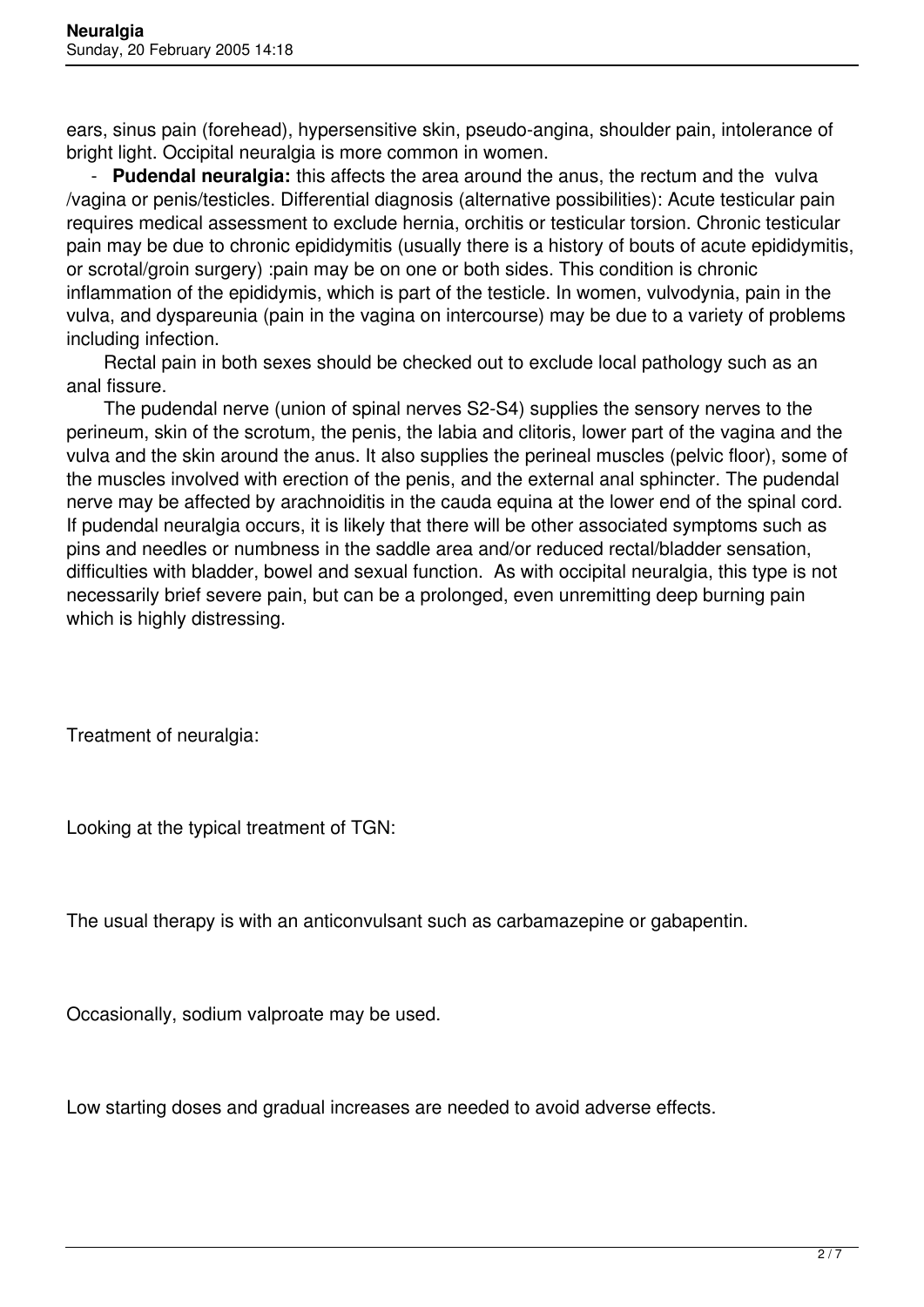ears, sinus pain (forehead), hypersensitive skin, pseudo-angina, shoulder pain, intolerance of bright light. Occipital neuralgia is more common in women.

- **Pudendal neuralgia:** this affects the area around the anus, the rectum and the vulva /vagina or penis/testicles. Differential diagnosis (alternative possibilities): Acute testicular pain requires medical assessment to exclude hernia, orchitis or testicular torsion. Chronic testicular pain may be due to chronic epididymitis (usually there is a history of bouts of acute epididymitis, or scrotal/groin surgery) :pain may be on one or both sides. This condition is chronic inflammation of the epididymis, which is part of the testicle. In women, vulvodynia, pain in the vulva, and dyspareunia (pain in the vagina on intercourse) may be due to a variety of problems including infection.

Rectal pain in both sexes should be checked out to exclude local pathology such as an anal fissure.

The pudendal nerve (union of spinal nerves S2-S4) supplies the sensory nerves to the perineum, skin of the scrotum, the penis, the labia and clitoris, lower part of the vagina and the vulva and the skin around the anus. It also supplies the perineal muscles (pelvic floor), some of the muscles involved with erection of the penis, and the external anal sphincter. The pudendal nerve may be affected by arachnoiditis in the cauda equina at the lower end of the spinal cord. If pudendal neuralgia occurs, it is likely that there will be other associated symptoms such as pins and needles or numbness in the saddle area and/or reduced rectal/bladder sensation, difficulties with bladder, bowel and sexual function. As with occipital neuralgia, this type is not necessarily brief severe pain, but can be a prolonged, even unremitting deep burning pain which is highly distressing.

Treatment of neuralgia:

Looking at the typical treatment of TGN:

The usual therapy is with an anticonvulsant such as carbamazepine or gabapentin.

Occasionally, sodium valproate may be used.

Low starting doses and gradual increases are needed to avoid adverse effects.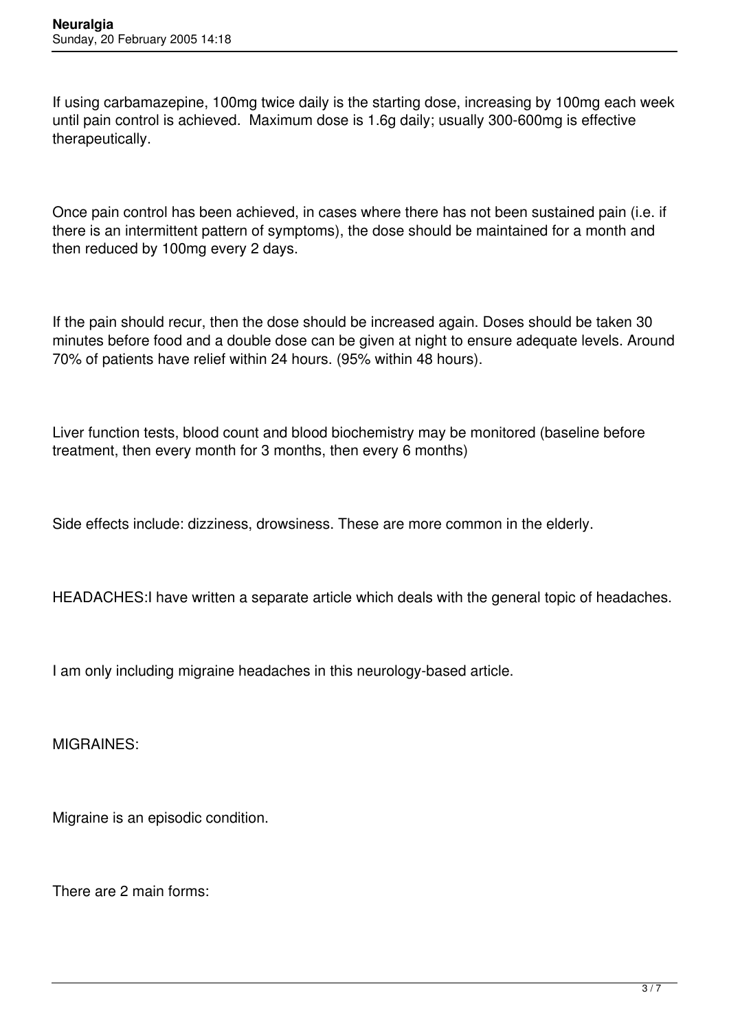If using carbamazepine, 100mg twice daily is the starting dose, increasing by 100mg each week until pain control is achieved. Maximum dose is 1.6g daily; usually 300-600mg is effective therapeutically.

Once pain control has been achieved, in cases where there has not been sustained pain (i.e. if there is an intermittent pattern of symptoms), the dose should be maintained for a month and then reduced by 100mg every 2 days.

If the pain should recur, then the dose should be increased again. Doses should be taken 30 minutes before food and a double dose can be given at night to ensure adequate levels. Around 70% of patients have relief within 24 hours. (95% within 48 hours).

Liver function tests, blood count and blood biochemistry may be monitored (baseline before treatment, then every month for 3 months, then every 6 months)

Side effects include: dizziness, drowsiness. These are more common in the elderly.

HEADACHES:I have written a separate article which deals with the general topic of headaches.

I am only including migraine headaches in this neurology-based article.

MIGRAINES:

Migraine is an episodic condition.

There are 2 main forms: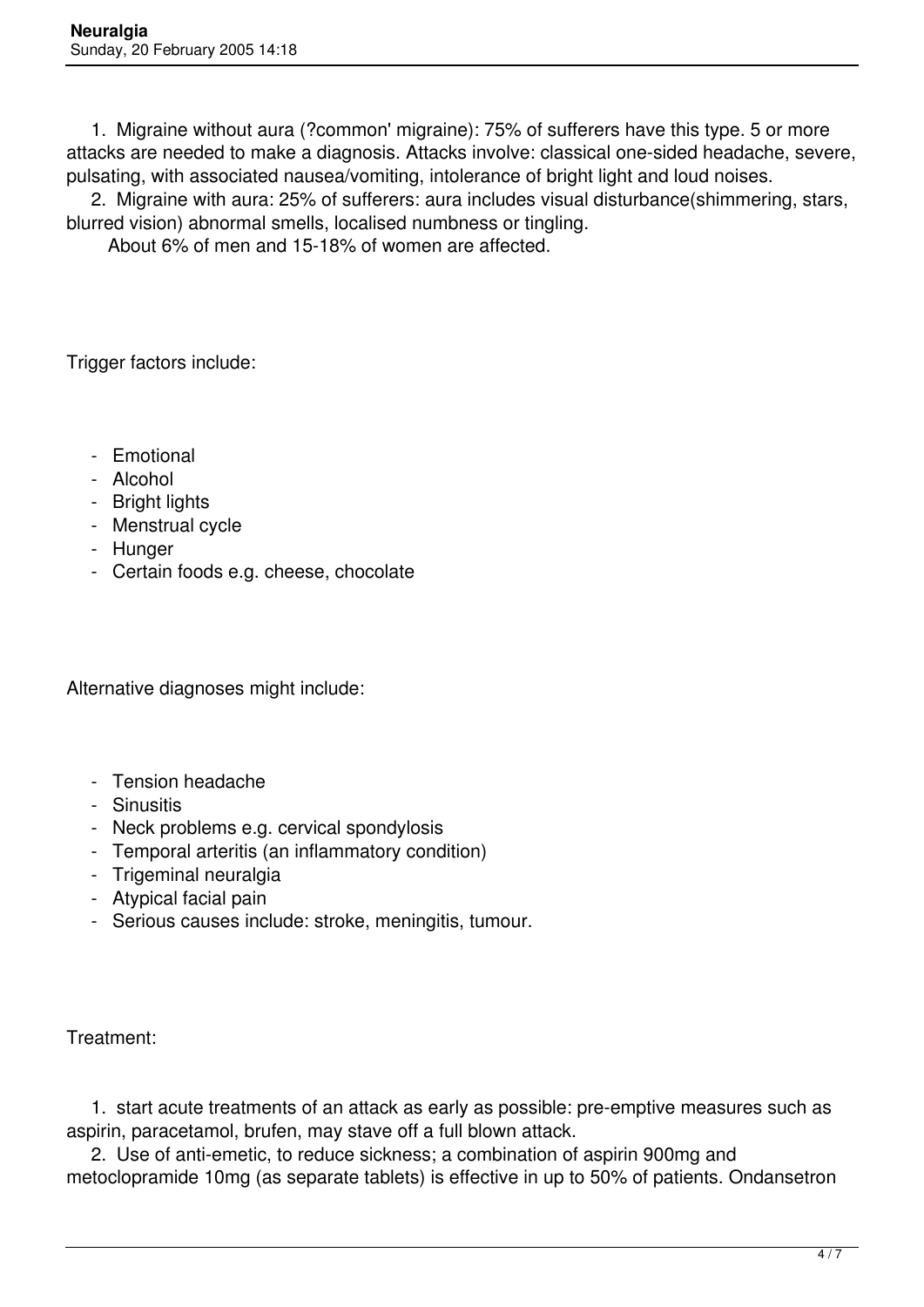1. Migraine without aura (?common' migraine): 75% of sufferers have this type. 5 or more attacks are needed to make a diagnosis. Attacks involve: classical one-sided headache, severe, pulsating, with associated nausea/vomiting, intolerance of bright light and loud noises.
2. Migraine with aura: 25% of sufferers: aura includes visual disturbance(shimmering, stars, blurred vision) abnormal smells, localised numbness or tingling.

About 6% of men and 15-18% of women are affected.

Trigger factors include:

- Emotional
- Alcohol
- Bright lights
- Menstrual cycle
- Hunger
- Certain foods e.g. cheese, chocolate

Alternative diagnoses might include:

- Tension headache
- Sinusitis
- Neck problems e.g. cervical spondylosis
- Temporal arteritis (an inflammatory condition)
- Trigeminal neuralgia
- Atypical facial pain
- Serious causes include: stroke, meningitis, tumour.

Treatment:

1. start acute treatments of an attack as early as possible: pre-emptive measures such as aspirin, paracetamol, brufen, may stave off a full blown attack.
2. Use of anti-emetic, to reduce sickness; a combination of aspirin 900mg and metoclopramide 10mg (as separate tablets) is effective in up to 50% of patients. Ondansetron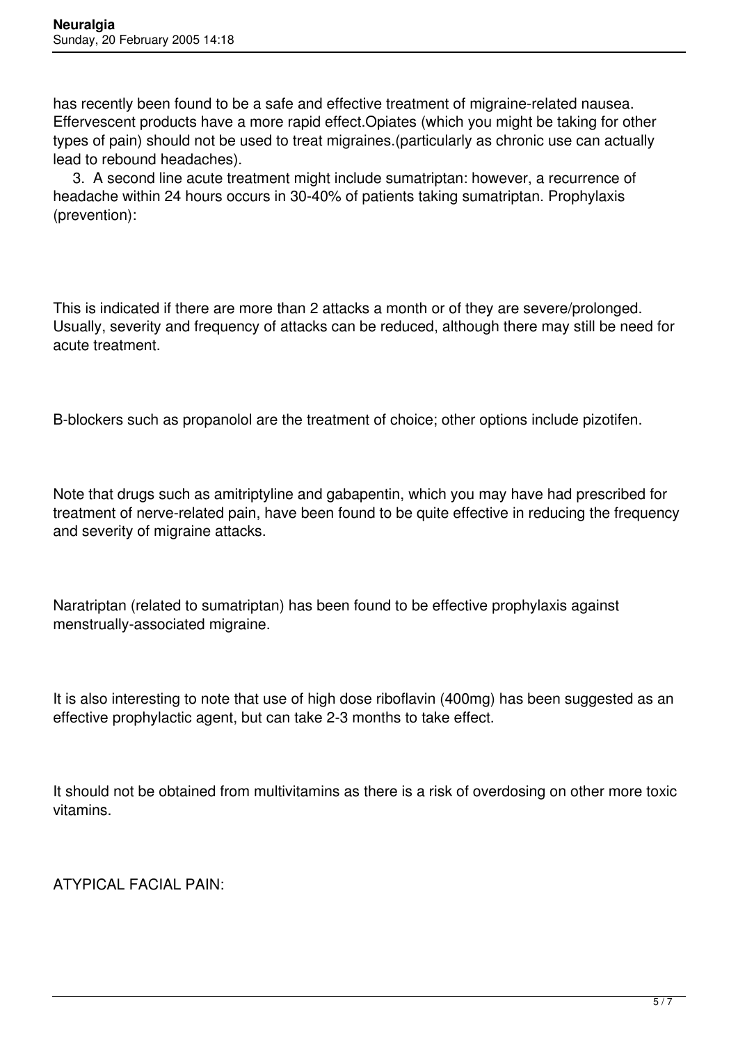has recently been found to be a safe and effective treatment of migraine-related nausea. Effervescent products have a more rapid effect.Opiates (which you might be taking for other types of pain) should not be used to treat migraines.(particularly as chronic use can actually lead to rebound headaches).

3. A second line acute treatment might include sumatriptan: however, a recurrence of headache within 24 hours occurs in 30-40% of patients taking sumatriptan. Prophylaxis (prevention):

This is indicated if there are more than 2 attacks a month or of they are severe/prolonged. Usually, severity and frequency of attacks can be reduced, although there may still be need for acute treatment.

B-blockers such as propanolol are the treatment of choice; other options include pizotifen.

Note that drugs such as amitriptyline and gabapentin, which you may have had prescribed for treatment of nerve-related pain, have been found to be quite effective in reducing the frequency and severity of migraine attacks.

Naratriptan (related to sumatriptan) has been found to be effective prophylaxis against menstrually-associated migraine.

It is also interesting to note that use of high dose riboflavin (400mg) has been suggested as an effective prophylactic agent, but can take 2-3 months to take effect.

It should not be obtained from multivitamins as there is a risk of overdosing on other more toxic vitamins.

ATYPICAL FACIAL PAIN: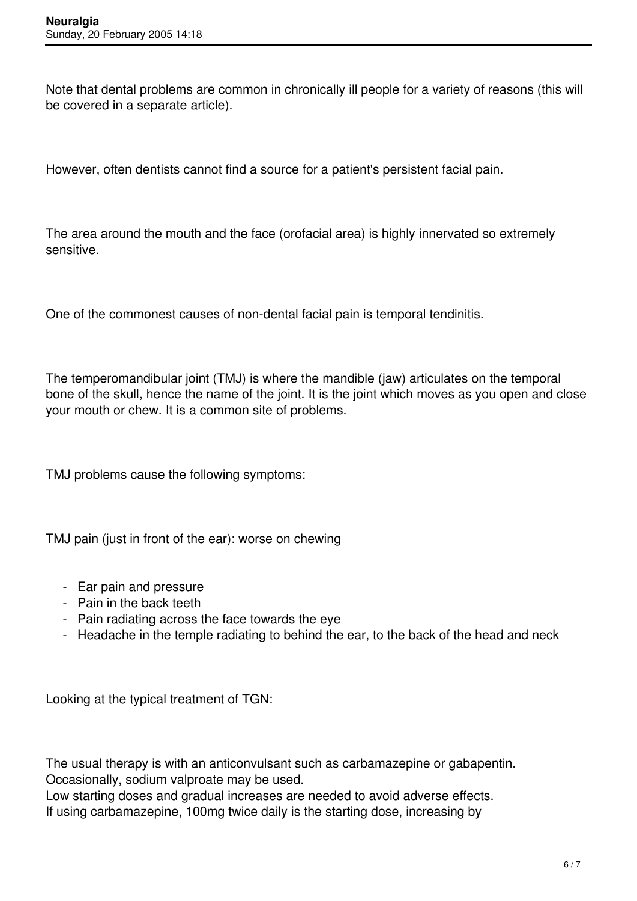Note that dental problems are common in chronically ill people for a variety of reasons (this will be covered in a separate article).

However, often dentists cannot find a source for a patient's persistent facial pain.

The area around the mouth and the face (orofacial area) is highly innervated so extremely sensitive.

One of the commonest causes of non-dental facial pain is temporal tendinitis.

The temperomandibular joint (TMJ) is where the mandible (jaw) articulates on the temporal bone of the skull, hence the name of the joint. It is the joint which moves as you open and close your mouth or chew. It is a common site of problems.

TMJ problems cause the following symptoms:

TMJ pain (just in front of the ear): worse on chewing

- Ear pain and pressure
- Pain in the back teeth
- Pain radiating across the face towards the eye
- Headache in the temple radiating to behind the ear, to the back of the head and neck

Looking at the typical treatment of TGN:

The usual therapy is with an anticonvulsant such as carbamazepine or gabapentin.
Occasionally, sodium valproate may be used.
Low starting doses and gradual increases are needed to avoid adverse effects.
If using carbamazepine, 100mg twice daily is the starting dose, increasing by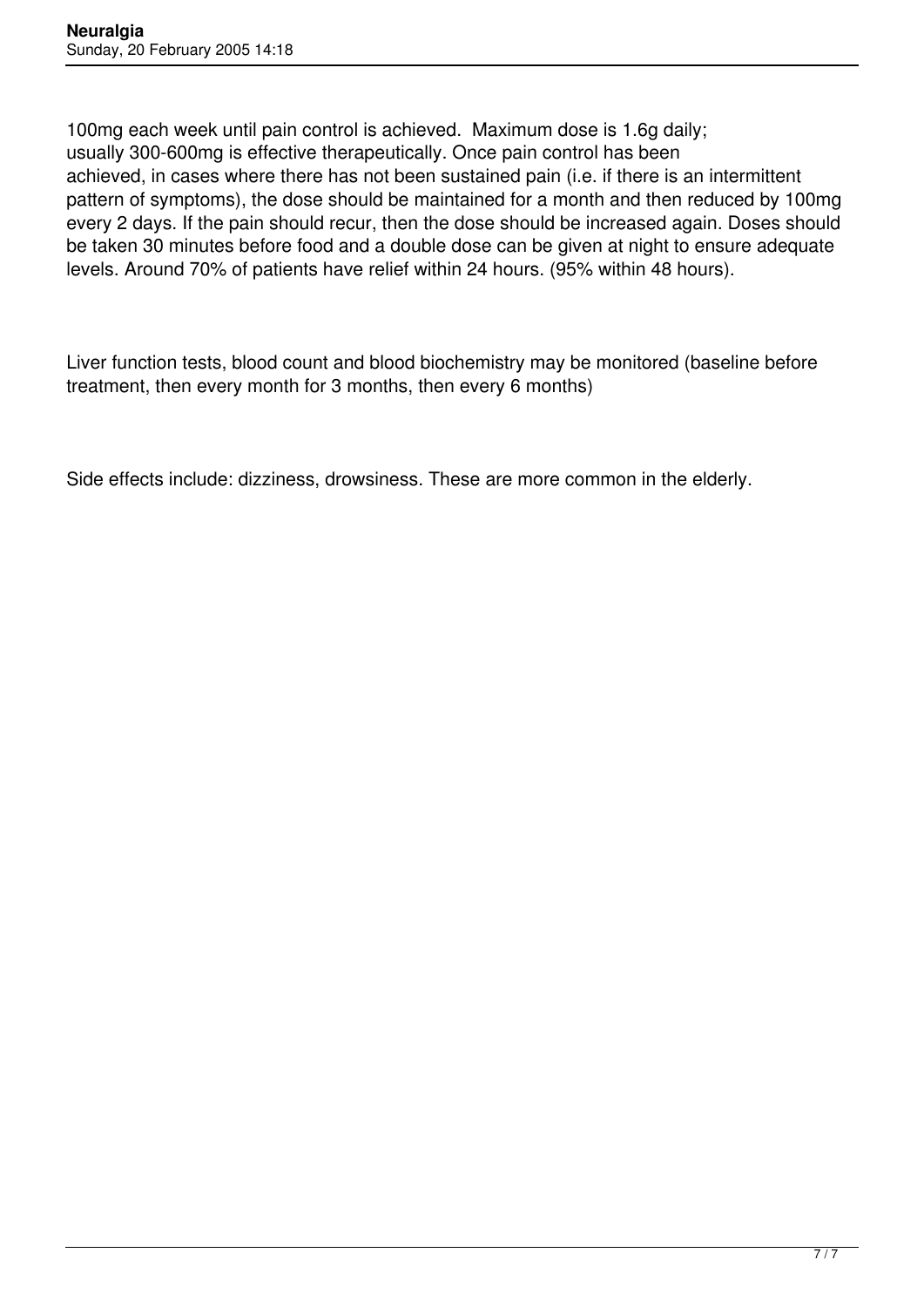100mg each week until pain control is achieved. Maximum dose is 1.6g daily; usually 300-600mg is effective therapeutically. Once pain control has been achieved, in cases where there has not been sustained pain (i.e. if there is an intermittent pattern of symptoms), the dose should be maintained for a month and then reduced by 100mg every 2 days. If the pain should recur, then the dose should be increased again. Doses should be taken 30 minutes before food and a double dose can be given at night to ensure adequate levels. Around 70% of patients have relief within 24 hours. (95% within 48 hours).

Liver function tests, blood count and blood biochemistry may be monitored (baseline before treatment, then every month for 3 months, then every 6 months)

Side effects include: dizziness, drowsiness. These are more common in the elderly.